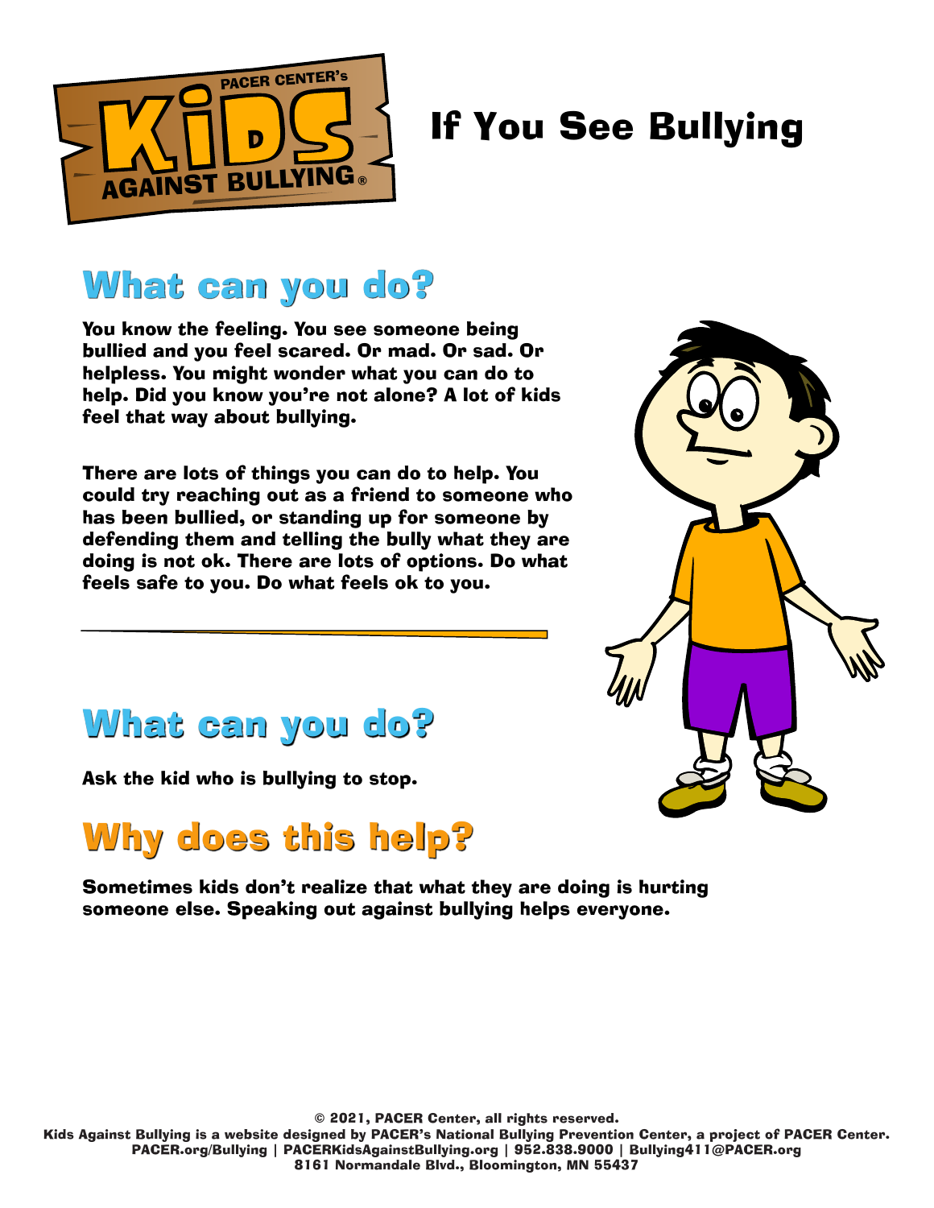# If You See Bullying

## What can you do?

**You know the feeling. You see someone being bullied and you feel scared. Or mad. Or sad. Or helpless. You might wonder what you can do to help. Did you know you're not alone? A lot of kids feel that way about bullying.**

**There are lots of things you can do to help. You could try reaching out as a friend to someone who has been bullied, or standing up for someone by defending them and telling the bully what they are doing is not ok. There are lots of options. Do what feels safe to you. Do what feels ok to you.**

---

## What can you do?

**Ask the kid who is bullying to stop.**

## Why does this help?

**Sometimes kids don't realize that what they are doing is hurting someone else. Speaking out against bullying helps everyone.**

© 2021, PACER Center, all rights reserved.
Kids Against Bullying is a website designed by PACER's National Bullying Prevention Center, a project of PACER Center.
PACER.org/Bullying | PACERKidsAgainstBullying.org | 952.838.9000 | Bullying411@PACER.org
8161 Normandale Blvd., Bloomington, MN 55437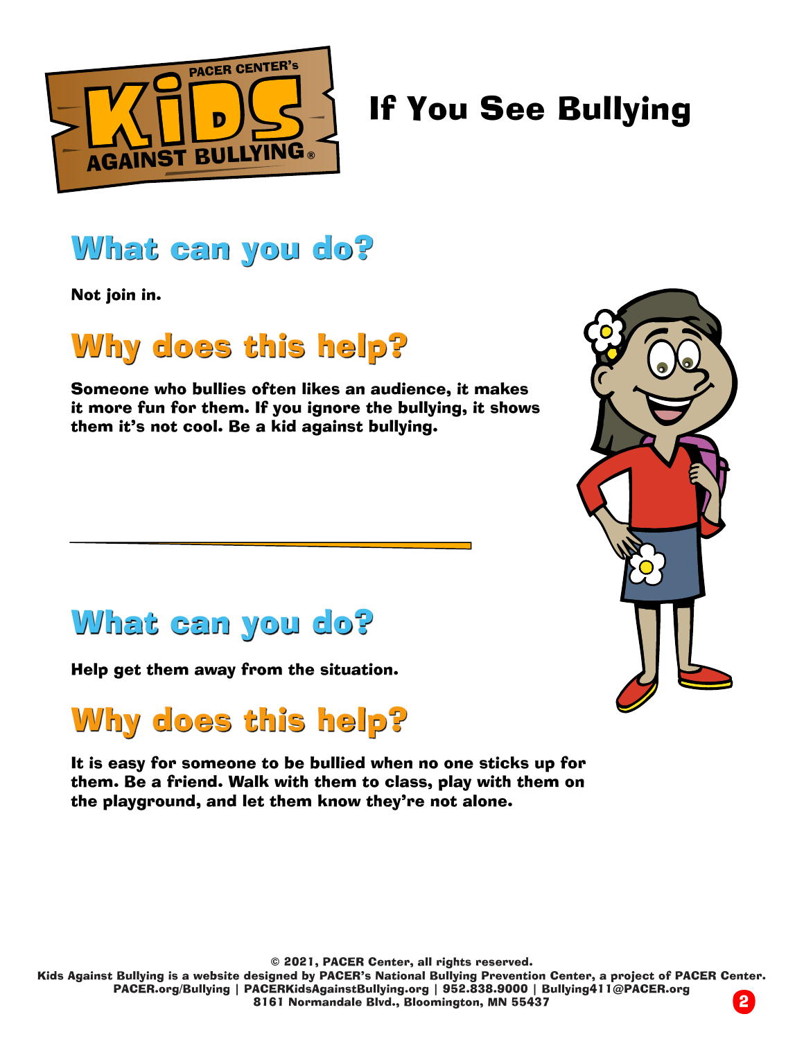# If You See Bullying

## What can you do?

**Not join in.**

## Why does this help?

**Someone who bullies often likes an audience, it makes it more fun for them. If you ignore the bullying, it shows them it's not cool. Be a kid against bullying.**

---

## What can you do?

**Help get them away from the situation.**

## Why does this help?

**It is easy for someone to be bullied when no one sticks up for them. Be a friend. Walk with them to class, play with them on the playground, and let them know they're not alone.**

© 2021, PACER Center, all rights reserved.
Kids Against Bullying is a website designed by PACER's National Bullying Prevention Center, a project of PACER Center.
PACER.org/Bullying | PACERKidsAgainstBullying.org | 952.838.9000 | Bullying411@PACER.org
8161 Normandale Blvd., Bloomington, MN 55437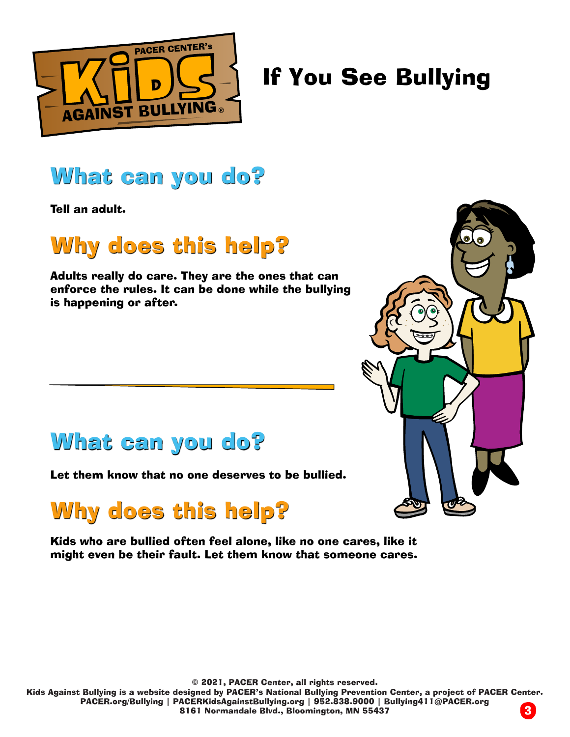# If You See Bullying

## What can you do?

**Tell an adult.**

## Why does this help?

**Adults really do care. They are the ones that can enforce the rules. It can be done while the bullying is happening or after.**

---

## What can you do?

**Let them know that no one deserves to be bullied.**

## Why does this help?

**Kids who are bullied often feel alone, like no one cares, like it might even be their fault. Let them know that someone cares.**

© 2021, PACER Center, all rights reserved.
Kids Against Bullying is a website designed by PACER's National Bullying Prevention Center, a project of PACER Center.
PACER.org/Bullying | PACERKidsAgainstBullying.org | 952.838.9000 | Bullying411@PACER.org
8161 Normandale Blvd., Bloomington, MN 55437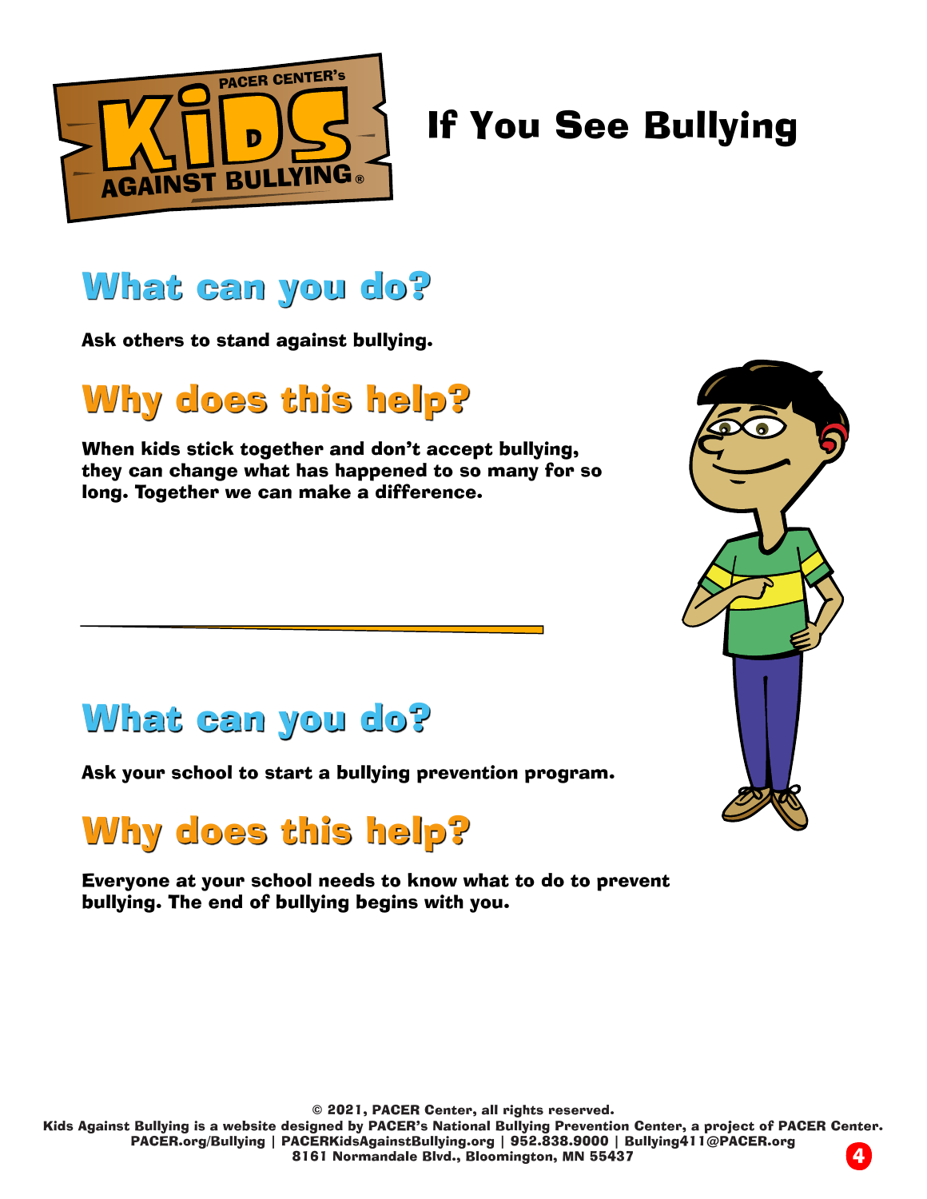# If You See Bullying

## What can you do?

**Ask others to stand against bullying.**

## Why does this help?

**When kids stick together and don't accept bullying, they can change what has happened to so many for so long. Together we can make a difference.**

---

## What can you do?

**Ask your school to start a bullying prevention program.**

## Why does this help?

**Everyone at your school needs to know what to do to prevent bullying. The end of bullying begins with you.**

© 2021, PACER Center, all rights reserved.
Kids Against Bullying is a website designed by PACER's National Bullying Prevention Center, a project of PACER Center.
PACER.org/Bullying | PACERKidsAgainstBullying.org | 952.838.9000 | Bullying411@PACER.org
8161 Normandale Blvd., Bloomington, MN 55437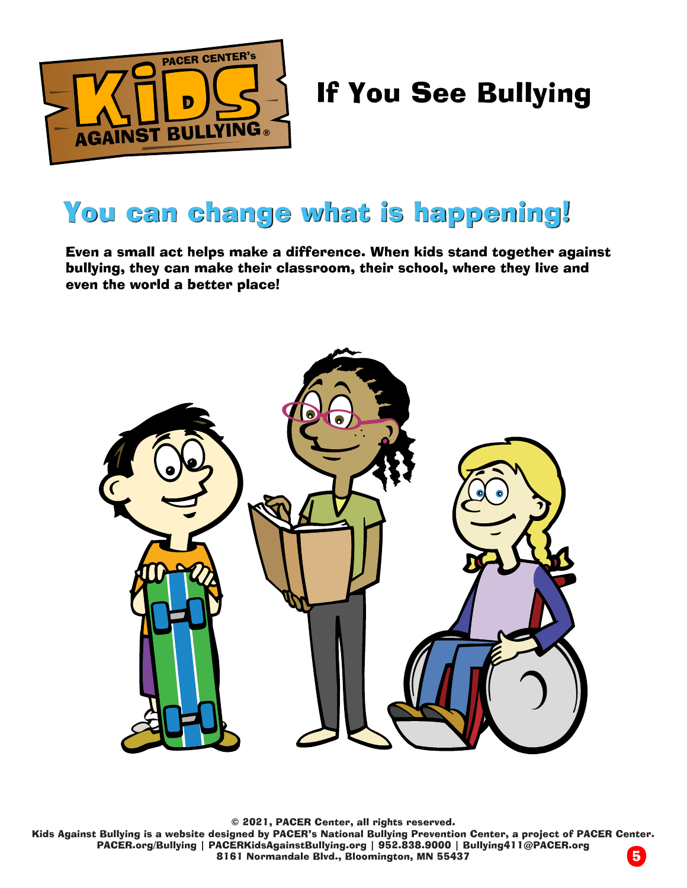# If You See Bullying

## You can change what is happening!

**Even a small act helps make a difference. When kids stand together against bullying, they can make their classroom, their school, where they live and even the world a better place!**

© 2021, PACER Center, all rights reserved.
Kids Against Bullying is a website designed by PACER's National Bullying Prevention Center, a project of PACER Center.
PACER.org/Bullying | PACERKidsAgainstBullying.org | 952.838.9000 | Bullying411@PACER.org
8161 Normandale Blvd., Bloomington, MN 55437